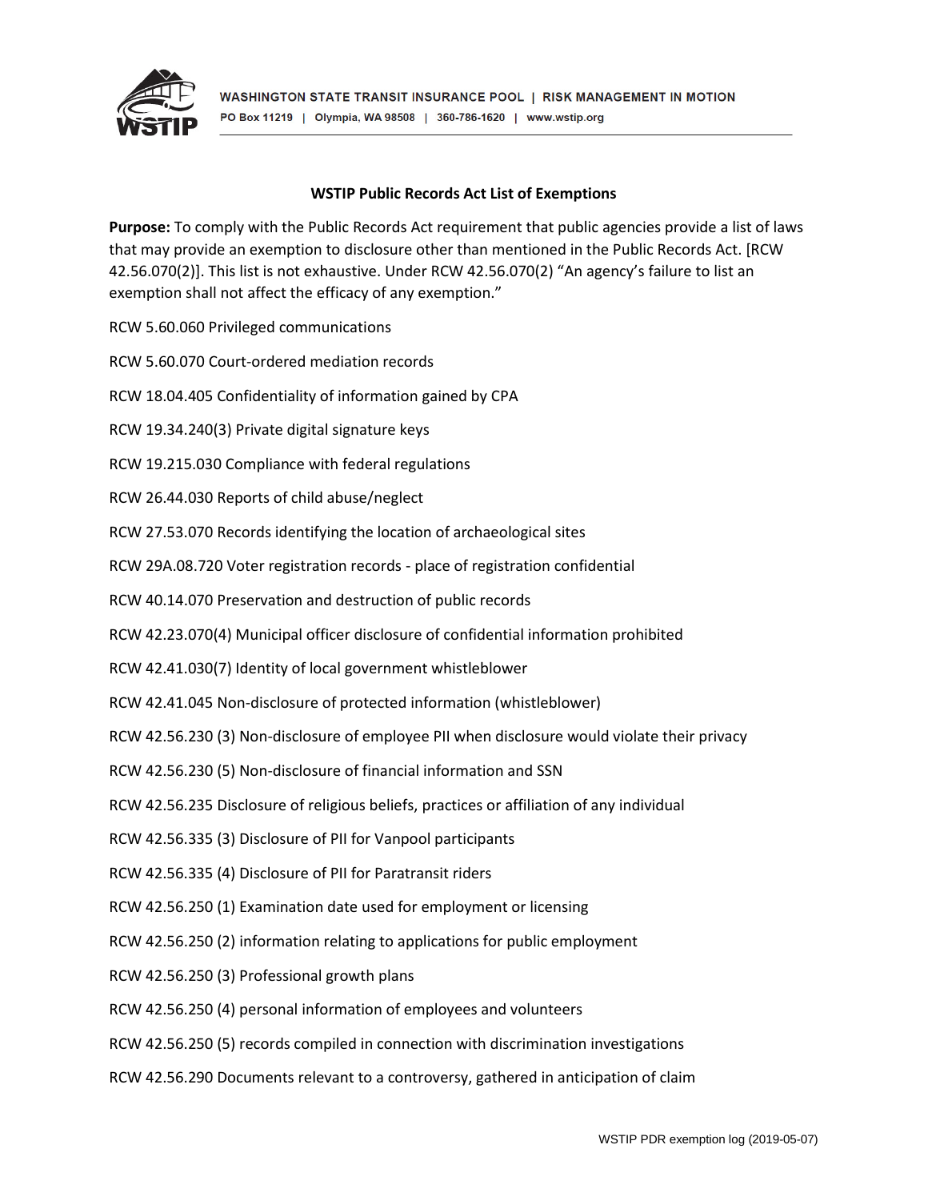WASHINGTON STATE TRANSIT INSURANCE POOL | RISK MANAGEMENT IN MOTION
PO Box 11219 | Olympia, WA 98508 | 360-786-1620 | www.wstip.org

## WSTIP Public Records Act List of Exemptions

**Purpose:** To comply with the Public Records Act requirement that public agencies provide a list of laws that may provide an exemption to disclosure other than mentioned in the Public Records Act. [RCW 42.56.070(2)]. This list is not exhaustive. Under RCW 42.56.070(2) "An agency's failure to list an exemption shall not affect the efficacy of any exemption."

RCW 5.60.060 Privileged communications

RCW 5.60.070 Court-ordered mediation records

RCW 18.04.405 Confidentiality of information gained by CPA

RCW 19.34.240(3) Private digital signature keys

RCW 19.215.030 Compliance with federal regulations

RCW 26.44.030 Reports of child abuse/neglect

RCW 27.53.070 Records identifying the location of archaeological sites

RCW 29A.08.720 Voter registration records - place of registration confidential

RCW 40.14.070 Preservation and destruction of public records

RCW 42.23.070(4) Municipal officer disclosure of confidential information prohibited

RCW 42.41.030(7) Identity of local government whistleblower

RCW 42.41.045 Non-disclosure of protected information (whistleblower)

RCW 42.56.230 (3) Non-disclosure of employee PII when disclosure would violate their privacy

RCW 42.56.230 (5) Non-disclosure of financial information and SSN

RCW 42.56.235 Disclosure of religious beliefs, practices or affiliation of any individual

RCW 42.56.335 (3) Disclosure of PII for Vanpool participants

RCW 42.56.335 (4) Disclosure of PII for Paratransit riders

RCW 42.56.250 (1) Examination date used for employment or licensing

RCW 42.56.250 (2) information relating to applications for public employment

RCW 42.56.250 (3) Professional growth plans

RCW 42.56.250 (4) personal information of employees and volunteers

RCW 42.56.250 (5) records compiled in connection with discrimination investigations

RCW 42.56.290 Documents relevant to a controversy, gathered in anticipation of claim

WSTIP PDR exemption log (2019-05-07)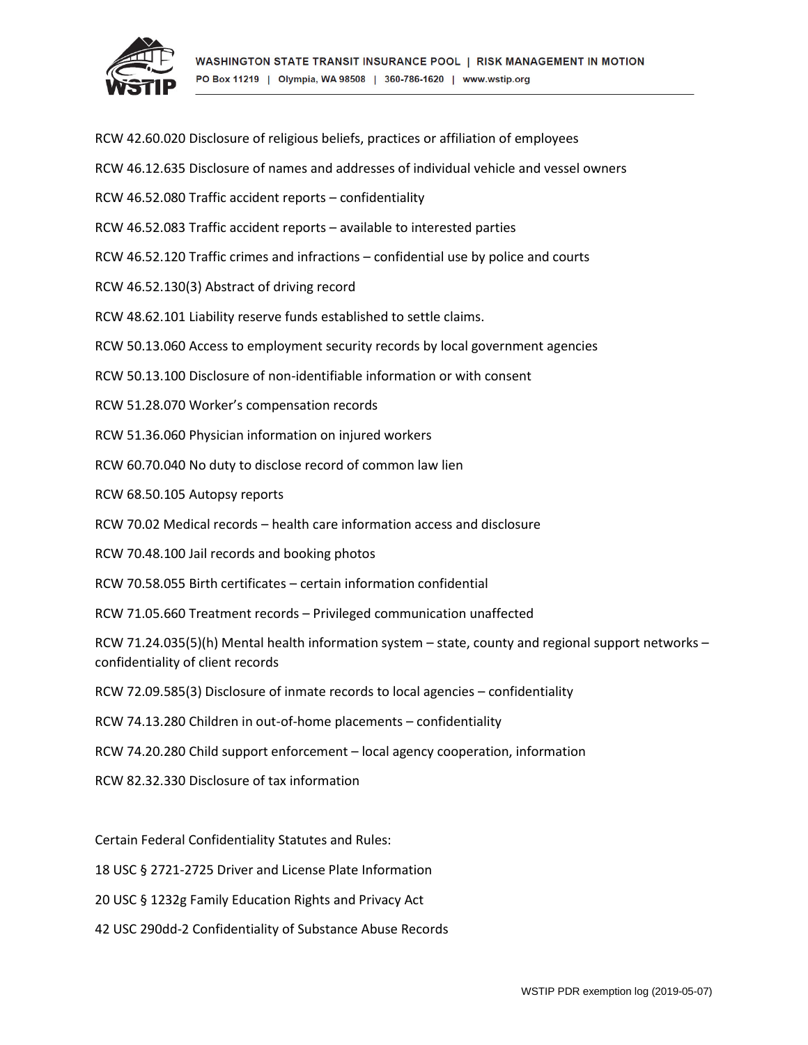RCW 42.60.020 Disclosure of religious beliefs, practices or affiliation of employees

RCW 46.12.635 Disclosure of names and addresses of individual vehicle and vessel owners

RCW 46.52.080 Traffic accident reports – confidentiality

RCW 46.52.083 Traffic accident reports – available to interested parties

RCW 46.52.120 Traffic crimes and infractions – confidential use by police and courts

RCW 46.52.130(3) Abstract of driving record

RCW 48.62.101 Liability reserve funds established to settle claims.

RCW 50.13.060 Access to employment security records by local government agencies

RCW 50.13.100 Disclosure of non-identifiable information or with consent

RCW 51.28.070 Worker's compensation records

RCW 51.36.060 Physician information on injured workers

RCW 60.70.040 No duty to disclose record of common law lien

RCW 68.50.105 Autopsy reports

RCW 70.02 Medical records – health care information access and disclosure

RCW 70.48.100 Jail records and booking photos

RCW 70.58.055 Birth certificates – certain information confidential

RCW 71.05.660 Treatment records – Privileged communication unaffected

RCW 71.24.035(5)(h) Mental health information system – state, county and regional support networks – confidentiality of client records

RCW 72.09.585(3) Disclosure of inmate records to local agencies – confidentiality

RCW 74.13.280 Children in out-of-home placements – confidentiality

RCW 74.20.280 Child support enforcement – local agency cooperation, information

RCW 82.32.330 Disclosure of tax information

Certain Federal Confidentiality Statutes and Rules:

18 USC § 2721-2725 Driver and License Plate Information

20 USC § 1232g Family Education Rights and Privacy Act

42 USC 290dd-2 Confidentiality of Substance Abuse Records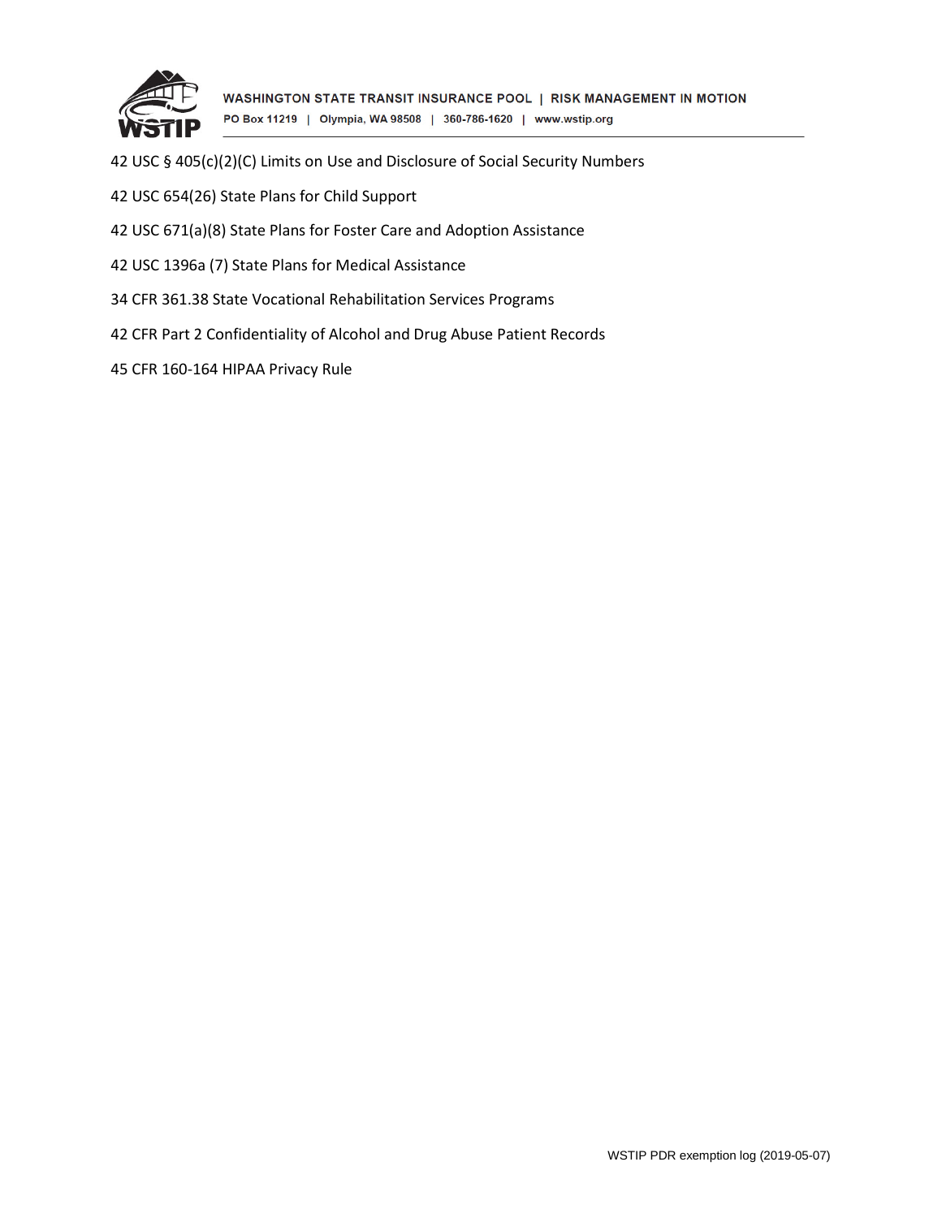42 USC § 405(c)(2)(C) Limits on Use and Disclosure of Social Security Numbers

42 USC 654(26) State Plans for Child Support

42 USC 671(a)(8) State Plans for Foster Care and Adoption Assistance

42 USC 1396a (7) State Plans for Medical Assistance

34 CFR 361.38 State Vocational Rehabilitation Services Programs

42 CFR Part 2 Confidentiality of Alcohol and Drug Abuse Patient Records

45 CFR 160-164 HIPAA Privacy Rule